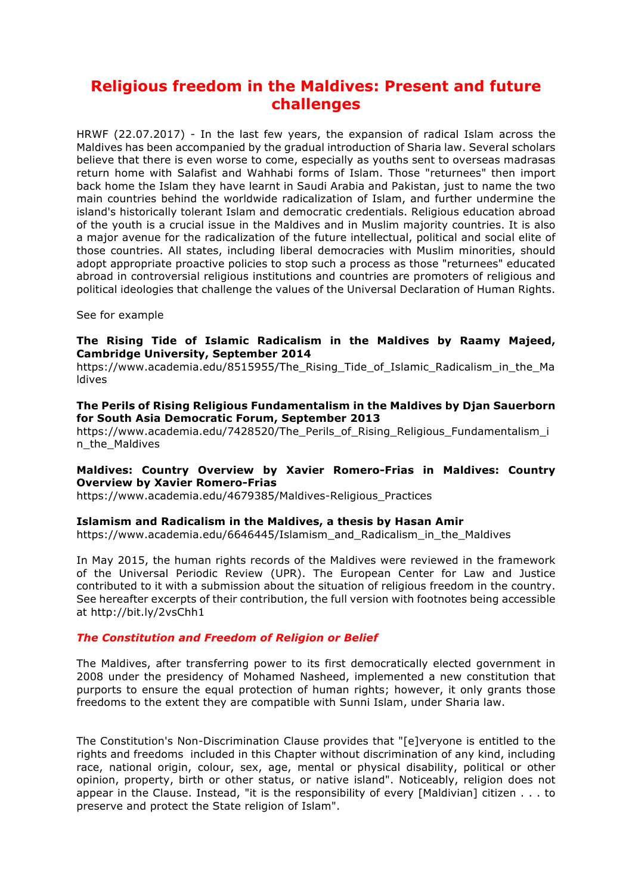# Religious freedom in the Maldives: Present and future challenges

HRWF (22.07.2017) - In the last few years, the expansion of radical Islam across the Maldives has been accompanied by the gradual introduction of Sharia law. Several scholars believe that there is even worse to come, especially as youths sent to overseas madrasas return home with Salafist and Wahhabi forms of Islam. Those "returnees" then import back home the Islam they have learnt in Saudi Arabia and Pakistan, just to name the two main countries behind the worldwide radicalization of Islam, and further undermine the island's historically tolerant Islam and democratic credentials. Religious education abroad of the youth is a crucial issue in the Maldives and in Muslim majority countries. It is also a major avenue for the radicalization of the future intellectual, political and social elite of those countries. All states, including liberal democracies with Muslim minorities, should adopt appropriate proactive policies to stop such a process as those "returnees" educated abroad in controversial religious institutions and countries are promoters of religious and political ideologies that challenge the values of the Universal Declaration of Human Rights.

See for example

**The Rising Tide of Islamic Radicalism in the Maldives by Raamy Majeed, Cambridge University, September 2014**
https://www.academia.edu/8515955/The_Rising_Tide_of_Islamic_Radicalism_in_the_Maldives

**The Perils of Rising Religious Fundamentalism in the Maldives by Djan Sauerborn for South Asia Democratic Forum, September 2013**
https://www.academia.edu/7428520/The_Perils_of_Rising_Religious_Fundamentalism_in_the_Maldives

**Maldives: Country Overview by Xavier Romero-Frias in Maldives: Country Overview by Xavier Romero-Frias**
https://www.academia.edu/4679385/Maldives-Religious_Practices

**Islamism and Radicalism in the Maldives, a thesis by Hasan Amir**
https://www.academia.edu/6646445/Islamism_and_Radicalism_in_the_Maldives

In May 2015, the human rights records of the Maldives were reviewed in the framework of the Universal Periodic Review (UPR). The European Center for Law and Justice contributed to it with a submission about the situation of religious freedom in the country. See hereafter excerpts of their contribution, the full version with footnotes being accessible at http://bit.ly/2vsChh1

## *The Constitution and Freedom of Religion or Belief*

The Maldives, after transferring power to its first democratically elected government in 2008 under the presidency of Mohamed Nasheed, implemented a new constitution that purports to ensure the equal protection of human rights; however, it only grants those freedoms to the extent they are compatible with Sunni Islam, under Sharia law.

The Constitution's Non-Discrimination Clause provides that "[e]veryone is entitled to the rights and freedoms included in this Chapter without discrimination of any kind, including race, national origin, colour, sex, age, mental or physical disability, political or other opinion, property, birth or other status, or native island". Noticeably, religion does not appear in the Clause. Instead, "it is the responsibility of every [Maldivian] citizen . . . to preserve and protect the State religion of Islam".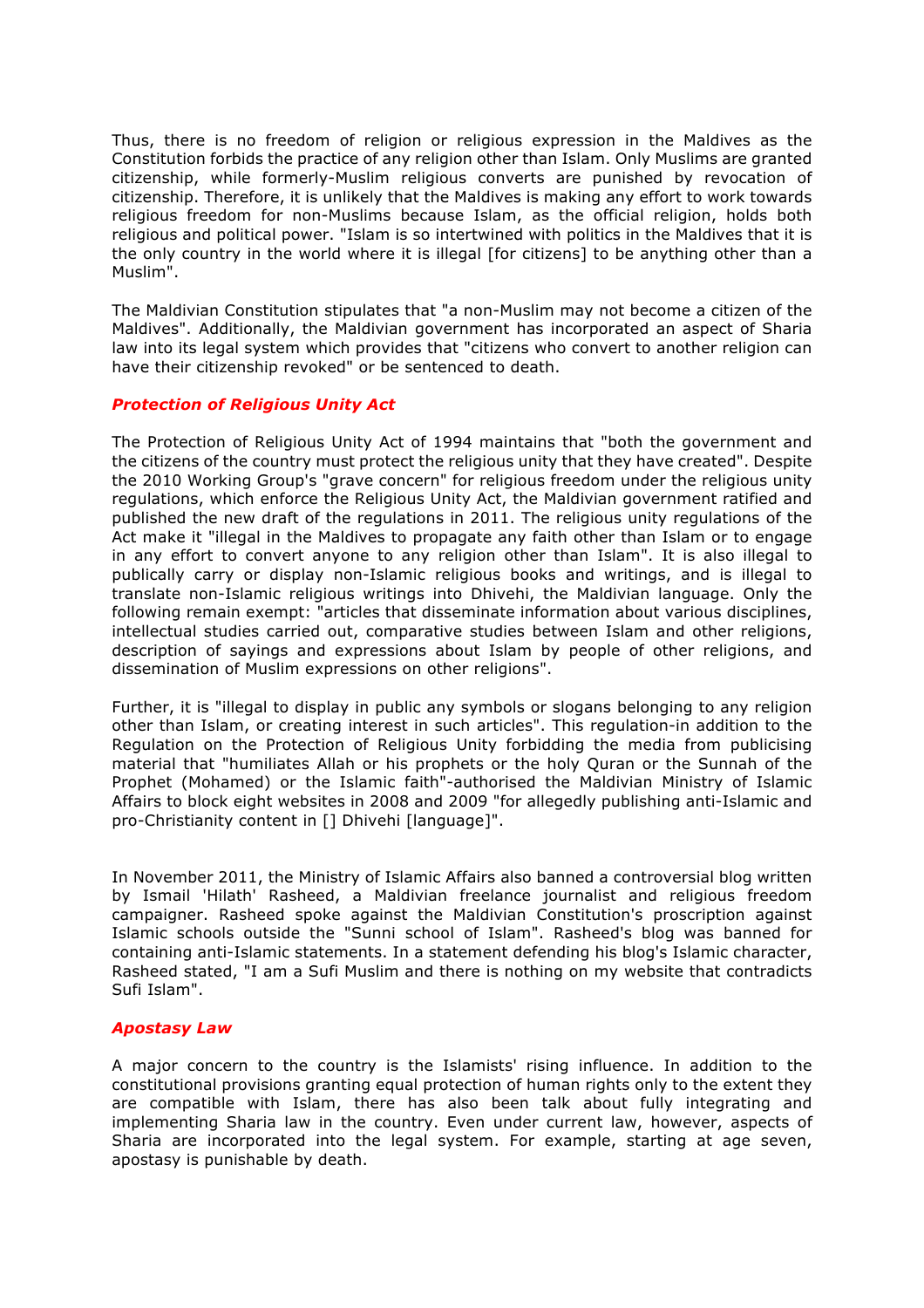Thus, there is no freedom of religion or religious expression in the Maldives as the Constitution forbids the practice of any religion other than Islam. Only Muslims are granted citizenship, while formerly-Muslim religious converts are punished by revocation of citizenship. Therefore, it is unlikely that the Maldives is making any effort to work towards religious freedom for non-Muslims because Islam, as the official religion, holds both religious and political power. "Islam is so intertwined with politics in the Maldives that it is the only country in the world where it is illegal [for citizens] to be anything other than a Muslim".

The Maldivian Constitution stipulates that "a non-Muslim may not become a citizen of the Maldives". Additionally, the Maldivian government has incorporated an aspect of Sharia law into its legal system which provides that "citizens who convert to another religion can have their citizenship revoked" or be sentenced to death.

### *Protection of Religious Unity Act*

The Protection of Religious Unity Act of 1994 maintains that "both the government and the citizens of the country must protect the religious unity that they have created". Despite the 2010 Working Group's "grave concern" for religious freedom under the religious unity regulations, which enforce the Religious Unity Act, the Maldivian government ratified and published the new draft of the regulations in 2011. The religious unity regulations of the Act make it "illegal in the Maldives to propagate any faith other than Islam or to engage in any effort to convert anyone to any religion other than Islam". It is also illegal to publically carry or display non-Islamic religious books and writings, and is illegal to translate non-Islamic religious writings into Dhivehi, the Maldivian language. Only the following remain exempt: "articles that disseminate information about various disciplines, intellectual studies carried out, comparative studies between Islam and other religions, description of sayings and expressions about Islam by people of other religions, and dissemination of Muslim expressions on other religions".

Further, it is "illegal to display in public any symbols or slogans belonging to any religion other than Islam, or creating interest in such articles". This regulation-in addition to the Regulation on the Protection of Religious Unity forbidding the media from publicising material that "humiliates Allah or his prophets or the holy Quran or the Sunnah of the Prophet (Mohamed) or the Islamic faith"-authorised the Maldivian Ministry of Islamic Affairs to block eight websites in 2008 and 2009 "for allegedly publishing anti-Islamic and pro-Christianity content in [] Dhivehi [language]".

In November 2011, the Ministry of Islamic Affairs also banned a controversial blog written by Ismail 'Hilath' Rasheed, a Maldivian freelance journalist and religious freedom campaigner. Rasheed spoke against the Maldivian Constitution's proscription against Islamic schools outside the "Sunni school of Islam". Rasheed's blog was banned for containing anti-Islamic statements. In a statement defending his blog's Islamic character, Rasheed stated, "I am a Sufi Muslim and there is nothing on my website that contradicts Sufi Islam".

### *Apostasy Law*

A major concern to the country is the Islamists' rising influence. In addition to the constitutional provisions granting equal protection of human rights only to the extent they are compatible with Islam, there has also been talk about fully integrating and implementing Sharia law in the country. Even under current law, however, aspects of Sharia are incorporated into the legal system. For example, starting at age seven, apostasy is punishable by death.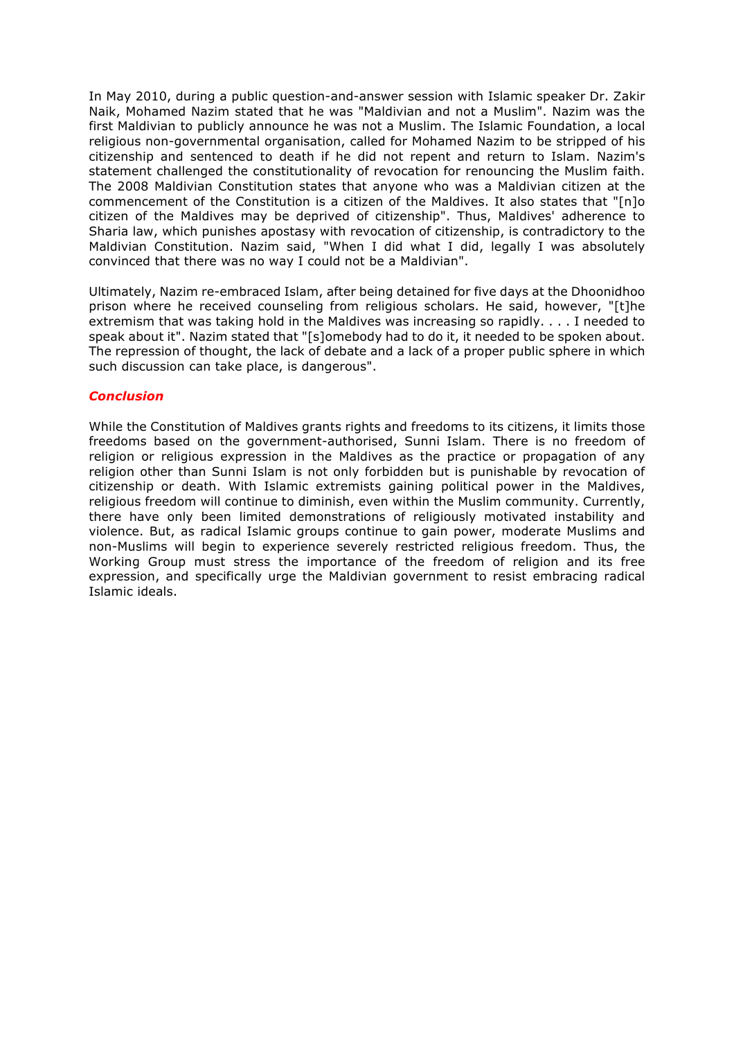In May 2010, during a public question-and-answer session with Islamic speaker Dr. Zakir Naik, Mohamed Nazim stated that he was "Maldivian and not a Muslim". Nazim was the first Maldivian to publicly announce he was not a Muslim. The Islamic Foundation, a local religious non-governmental organisation, called for Mohamed Nazim to be stripped of his citizenship and sentenced to death if he did not repent and return to Islam. Nazim's statement challenged the constitutionality of revocation for renouncing the Muslim faith. The 2008 Maldivian Constitution states that anyone who was a Maldivian citizen at the commencement of the Constitution is a citizen of the Maldives. It also states that "[n]o citizen of the Maldives may be deprived of citizenship". Thus, Maldives' adherence to Sharia law, which punishes apostasy with revocation of citizenship, is contradictory to the Maldivian Constitution. Nazim said, "When I did what I did, legally I was absolutely convinced that there was no way I could not be a Maldivian".

Ultimately, Nazim re-embraced Islam, after being detained for five days at the Dhoonidhoo prison where he received counseling from religious scholars. He said, however, "[t]he extremism that was taking hold in the Maldives was increasing so rapidly. . . . I needed to speak about it". Nazim stated that "[s]omebody had to do it, it needed to be spoken about. The repression of thought, the lack of debate and a lack of a proper public sphere in which such discussion can take place, is dangerous".

### *Conclusion*

While the Constitution of Maldives grants rights and freedoms to its citizens, it limits those freedoms based on the government-authorised, Sunni Islam. There is no freedom of religion or religious expression in the Maldives as the practice or propagation of any religion other than Sunni Islam is not only forbidden but is punishable by revocation of citizenship or death. With Islamic extremists gaining political power in the Maldives, religious freedom will continue to diminish, even within the Muslim community. Currently, there have only been limited demonstrations of religiously motivated instability and violence. But, as radical Islamic groups continue to gain power, moderate Muslims and non-Muslims will begin to experience severely restricted religious freedom. Thus, the Working Group must stress the importance of the freedom of religion and its free expression, and specifically urge the Maldivian government to resist embracing radical Islamic ideals.